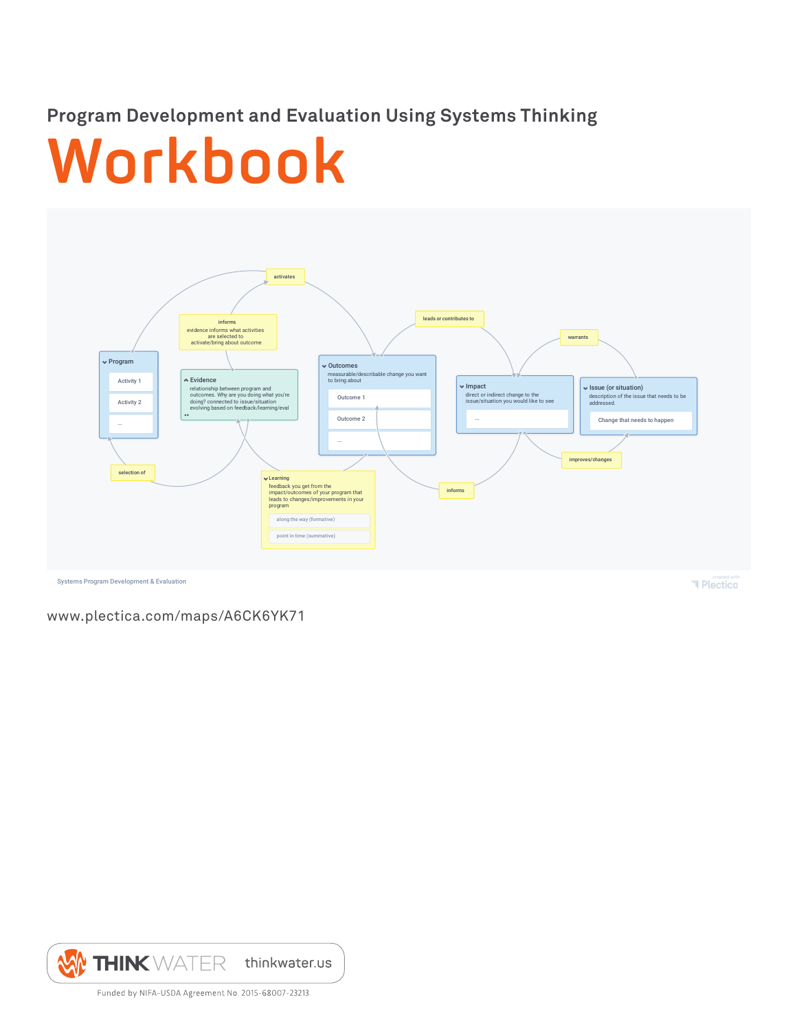## Program Development and Evaluation Using Systems Thinking

# Workbook

Program
- Activity 1
- Activity 2
- ...

activates

informs
evidence informs what activities are selected to activate/bring about outcome

Evidence
relationship between program and outcomes. Why are you doing what you're doing? connected to issue/situation evolving based on feedback/learning/eval

Outcomes
measurable/describable change you want to bring about
- Outcome 1
- Outcome 2
- ...

leads or contributes to

Impact
direct or indirect change to the issue/situation you would like to see
- ...

warrants

Issue (or situation)
description of the issue that needs to be addressed.
- Change that needs to happen

improves/changes

informs

selection of

Learning
feedback you get from the impact/outcomes of your program that leads to changes/improvements in your program
- along the way (formative)
- point in time (summative)

Systems Program Development & Evaluation

created with Plectica

www.plectica.com/maps/A6CK6YK71

THINK WATER thinkwater.us

Funded by NIFA-USDA Agreement No. 2015-68007-23213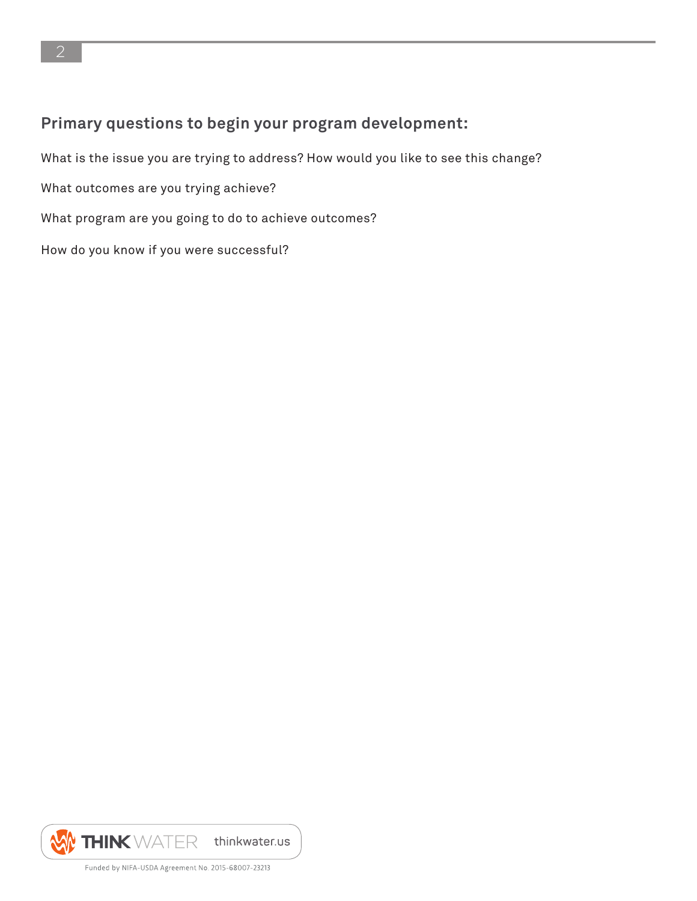## Primary questions to begin your program development:

What is the issue you are trying to address? How would you like to see this change?

What outcomes are you trying achieve?

What program are you going to do to achieve outcomes?

How do you know if you were successful?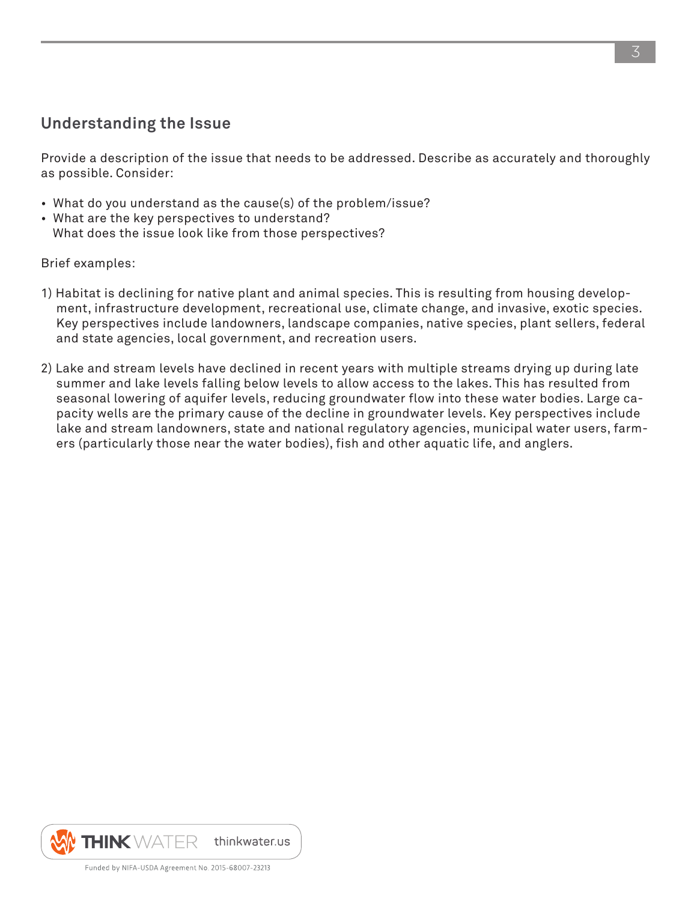## Understanding the Issue

Provide a description of the issue that needs to be addressed. Describe as accurately and thoroughly as possible. Consider:

- What do you understand as the cause(s) of the problem/issue?
- What are the key perspectives to understand?
  What does the issue look like from those perspectives?

Brief examples:

1) Habitat is declining for native plant and animal species. This is resulting from housing development, infrastructure development, recreational use, climate change, and invasive, exotic species. Key perspectives include landowners, landscape companies, native species, plant sellers, federal and state agencies, local government, and recreation users.

2) Lake and stream levels have declined in recent years with multiple streams drying up during late summer and lake levels falling below levels to allow access to the lakes. This has resulted from seasonal lowering of aquifer levels, reducing groundwater flow into these water bodies. Large capacity wells are the primary cause of the decline in groundwater levels. Key perspectives include lake and stream landowners, state and national regulatory agencies, municipal water users, farmers (particularly those near the water bodies), fish and other aquatic life, and anglers.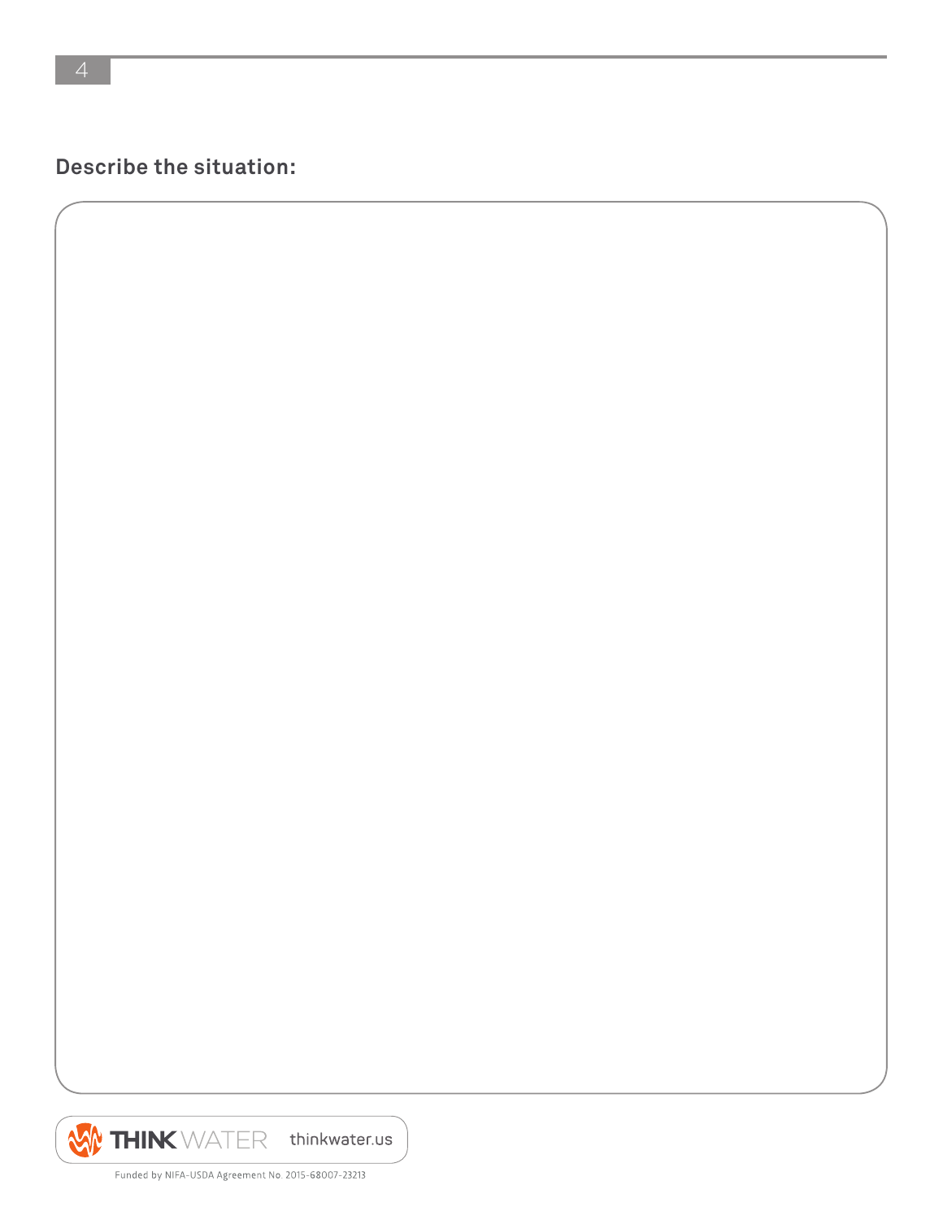## Describe the situation: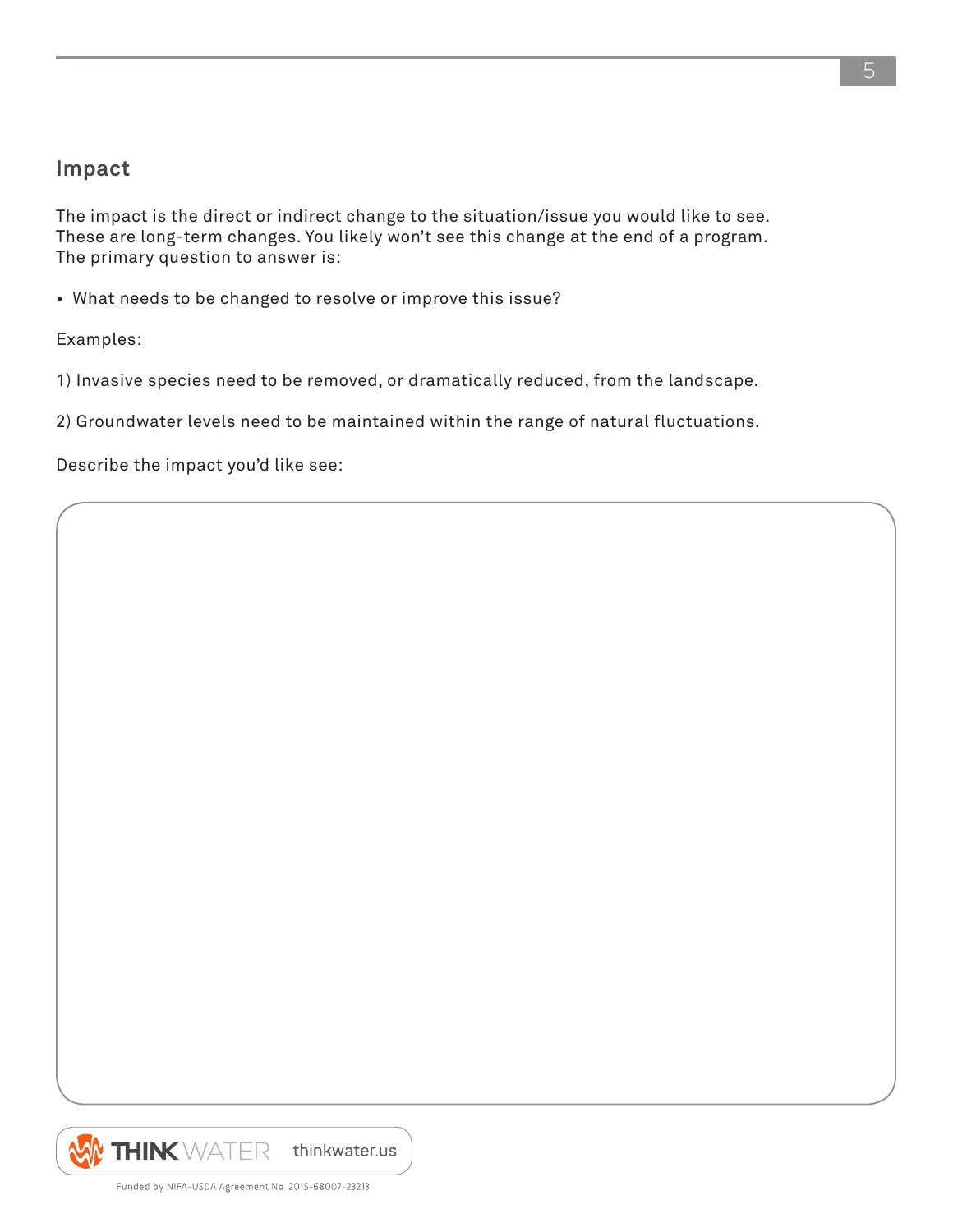## Impact

The impact is the direct or indirect change to the situation/issue you would like to see. These are long-term changes. You likely won't see this change at the end of a program. The primary question to answer is:

- What needs to be changed to resolve or improve this issue?

Examples:

1) Invasive species need to be removed, or dramatically reduced, from the landscape.

2) Groundwater levels need to be maintained within the range of natural fluctuations.

Describe the impact you'd like see:

THINK WATER thinkwater.us

Funded by NIFA-USDA Agreement No. 2015-68007-23213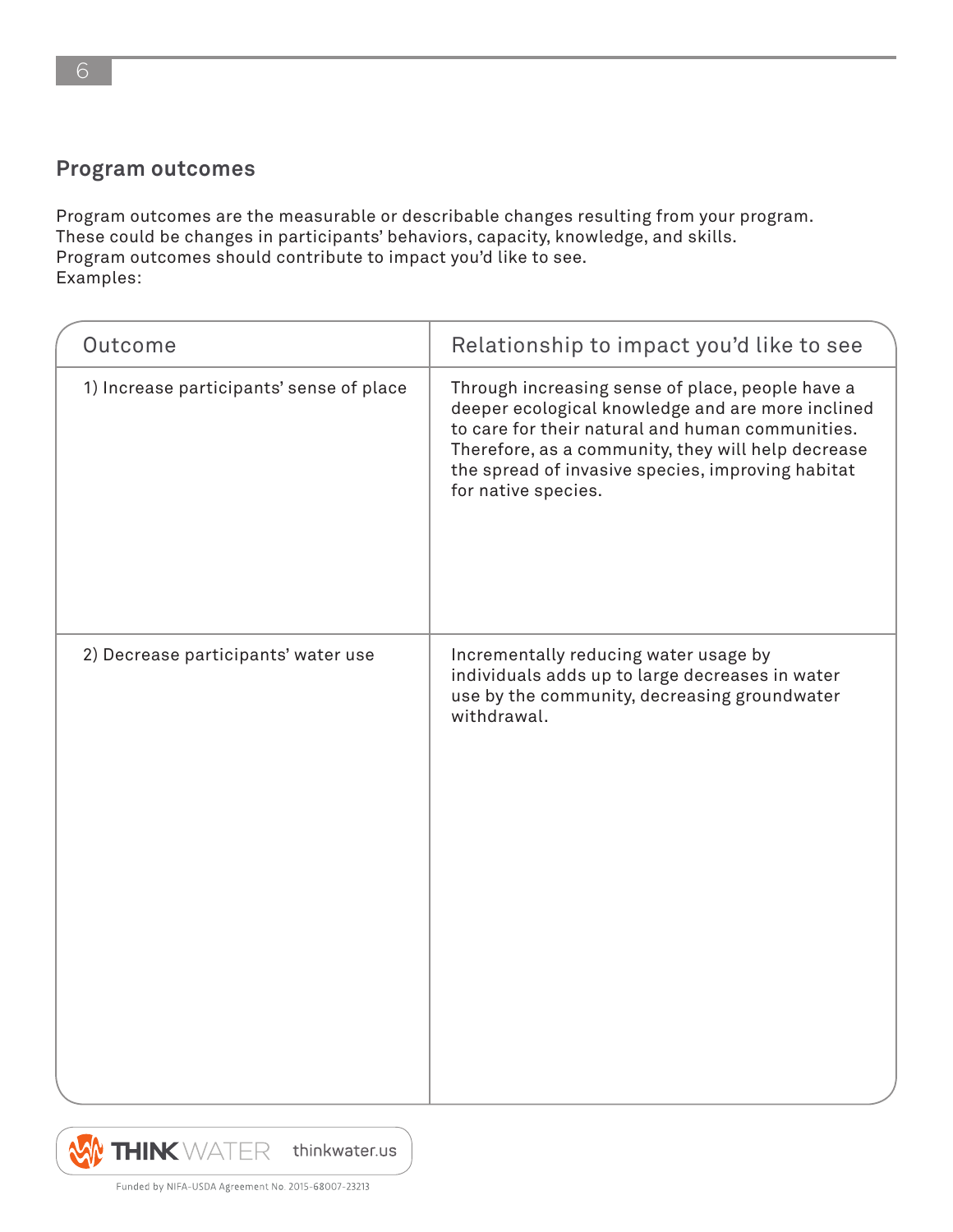## Program outcomes

Program outcomes are the measurable or describable changes resulting from your program. These could be changes in participants' behaviors, capacity, knowledge, and skills. Program outcomes should contribute to impact you'd like to see.
Examples:

| Outcome | Relationship to impact you'd like to see |
|---|---|
| 1) Increase participants' sense of place | Through increasing sense of place, people have a deeper ecological knowledge and are more inclined to care for their natural and human communities. Therefore, as a community, they will help decrease the spread of invasive species, improving habitat for native species. |
| 2) Decrease participants' water use | Incrementally reducing water usage by individuals adds up to large decreases in water use by the community, decreasing groundwater withdrawal. |

THINK WATER thinkwater.us

Funded by NIFA-USDA Agreement No. 2015-68007-23213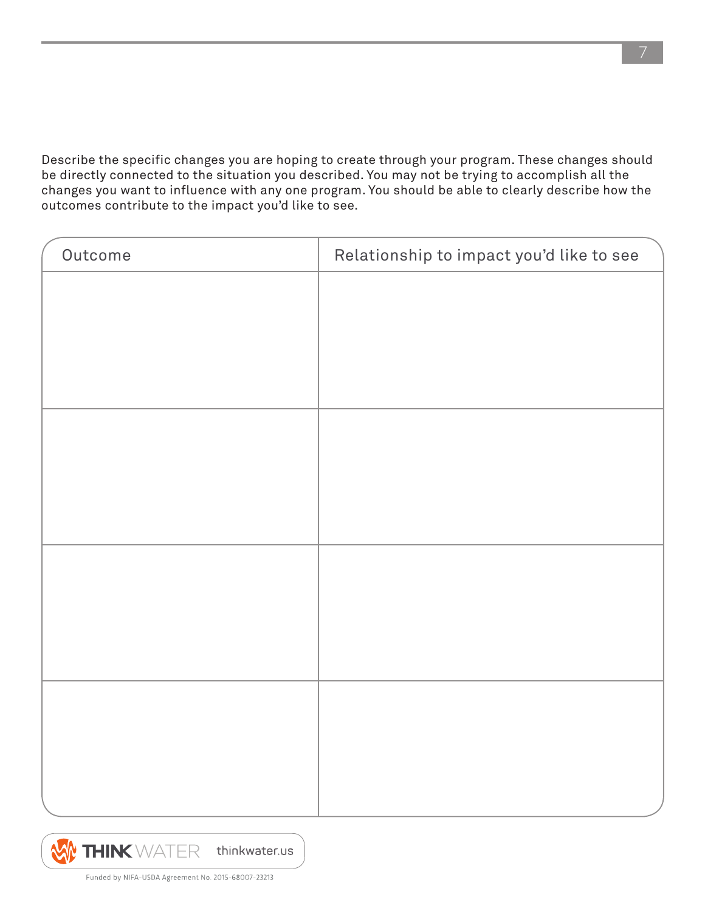Describe the specific changes you are hoping to create through your program. These changes should be directly connected to the situation you described. You may not be trying to accomplish all the changes you want to influence with any one program. You should be able to clearly describe how the outcomes contribute to the impact you'd like to see.

| Outcome | Relationship to impact you'd like to see |
| --- | --- |
| | |
| | |
| | |
| | |

THINK WATER thinkwater.us

Funded by NIFA-USDA Agreement No. 2015-68007-23213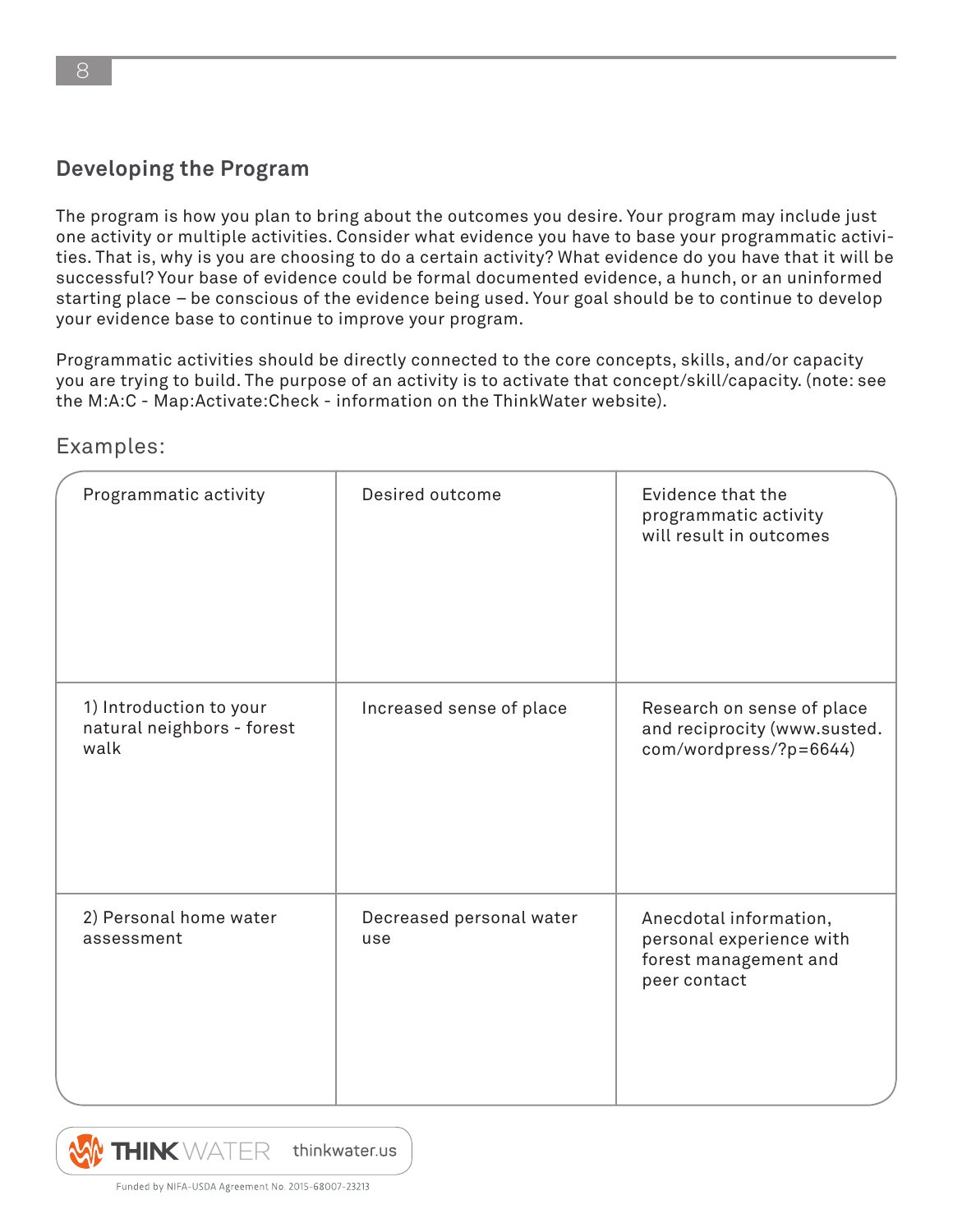## Developing the Program

The program is how you plan to bring about the outcomes you desire. Your program may include just one activity or multiple activities. Consider what evidence you have to base your programmatic activities. That is, why is you are choosing to do a certain activity? What evidence do you have that it will be successful? Your base of evidence could be formal documented evidence, a hunch, or an uninformed starting place – be conscious of the evidence being used. Your goal should be to continue to develop your evidence base to continue to improve your program.

Programmatic activities should be directly connected to the core concepts, skills, and/or capacity you are trying to build. The purpose of an activity is to activate that concept/skill/capacity. (note: see the M:A:C - Map:Activate:Check - information on the ThinkWater website).

### Examples:

| Programmatic activity | Desired outcome | Evidence that the programmatic activity will result in outcomes |
|---|---|---|
| 1) Introduction to your natural neighbors - forest walk | Increased sense of place | Research on sense of place and reciprocity (www.susted.com/wordpress/?p=6644) |
| 2) Personal home water assessment | Decreased personal water use | Anecdotal information, personal experience with forest management and peer contact |

THINK WATER thinkwater.us

Funded by NIFA-USDA Agreement No. 2015-68007-23213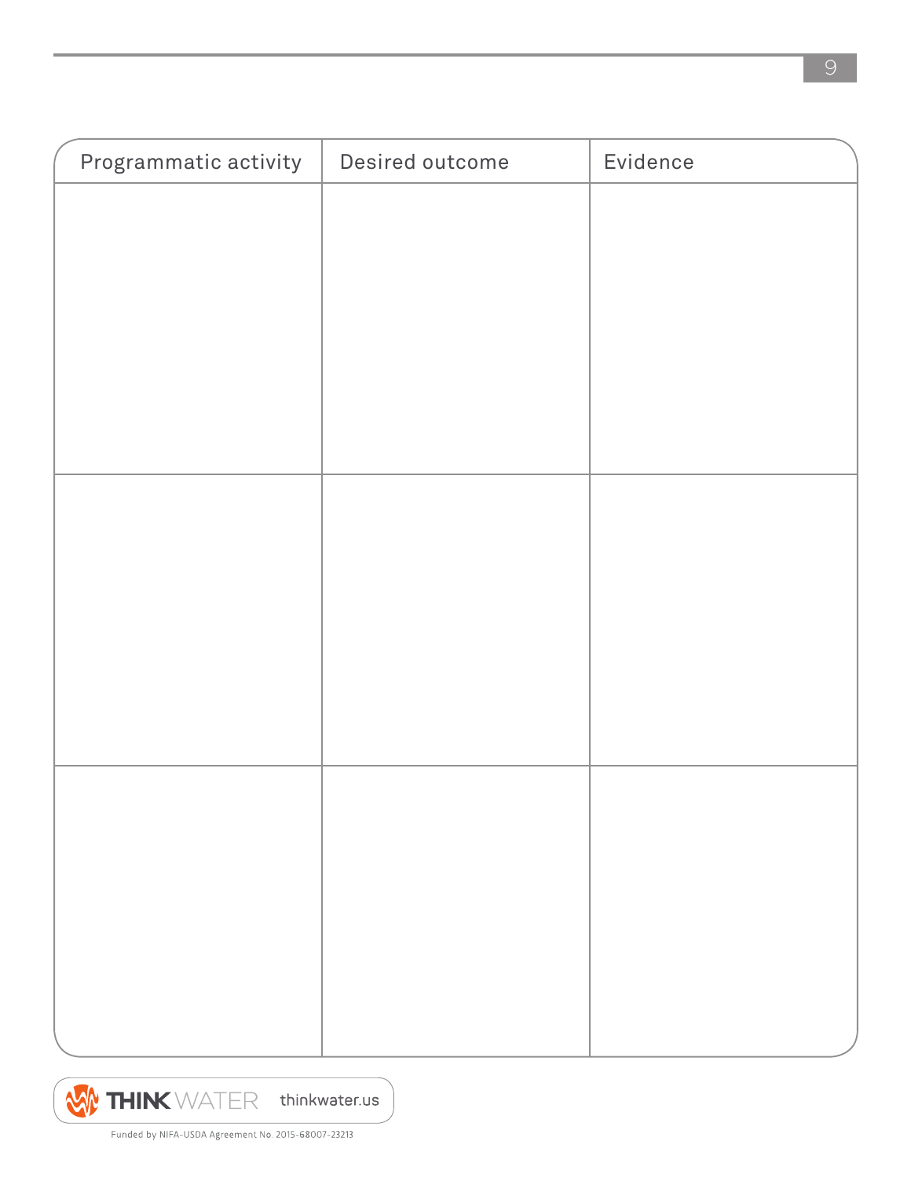| Programmatic activity | Desired outcome | Evidence |
| --- | --- | --- |
| | | |
| | | |
| | | |

THINK WATER thinkwater.us

Funded by NIFA-USDA Agreement No. 2015-68007-23213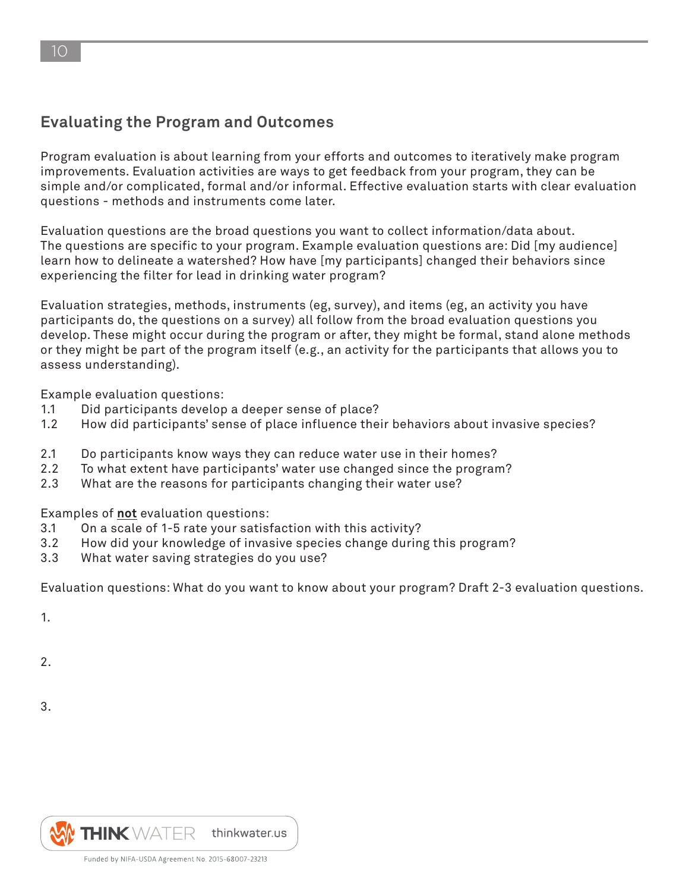## Evaluating the Program and Outcomes

Program evaluation is about learning from your efforts and outcomes to iteratively make program improvements. Evaluation activities are ways to get feedback from your program, they can be simple and/or complicated, formal and/or informal. Effective evaluation starts with clear evaluation questions - methods and instruments come later.

Evaluation questions are the broad questions you want to collect information/data about. The questions are specific to your program. Example evaluation questions are: Did [my audience] learn how to delineate a watershed? How have [my participants] changed their behaviors since experiencing the filter for lead in drinking water program?

Evaluation strategies, methods, instruments (eg, survey), and items (eg, an activity you have participants do, the questions on a survey) all follow from the broad evaluation questions you develop. These might occur during the program or after, they might be formal, stand alone methods or they might be part of the program itself (e.g., an activity for the participants that allows you to assess understanding).

Example evaluation questions:

1.1 Did participants develop a deeper sense of place?
1.2 How did participants' sense of place influence their behaviors about invasive species?

2.1 Do participants know ways they can reduce water use in their homes?
2.2 To what extent have participants' water use changed since the program?
2.3 What are the reasons for participants changing their water use?

Examples of **not** evaluation questions:

3.1 On a scale of 1-5 rate your satisfaction with this activity?
3.2 How did your knowledge of invasive species change during this program?
3.3 What water saving strategies do you use?

Evaluation questions: What do you want to know about your program? Draft 2-3 evaluation questions.

1.

2.

3.

THINK WATER thinkwater.us

Funded by NIFA-USDA Agreement No. 2015-68007-23213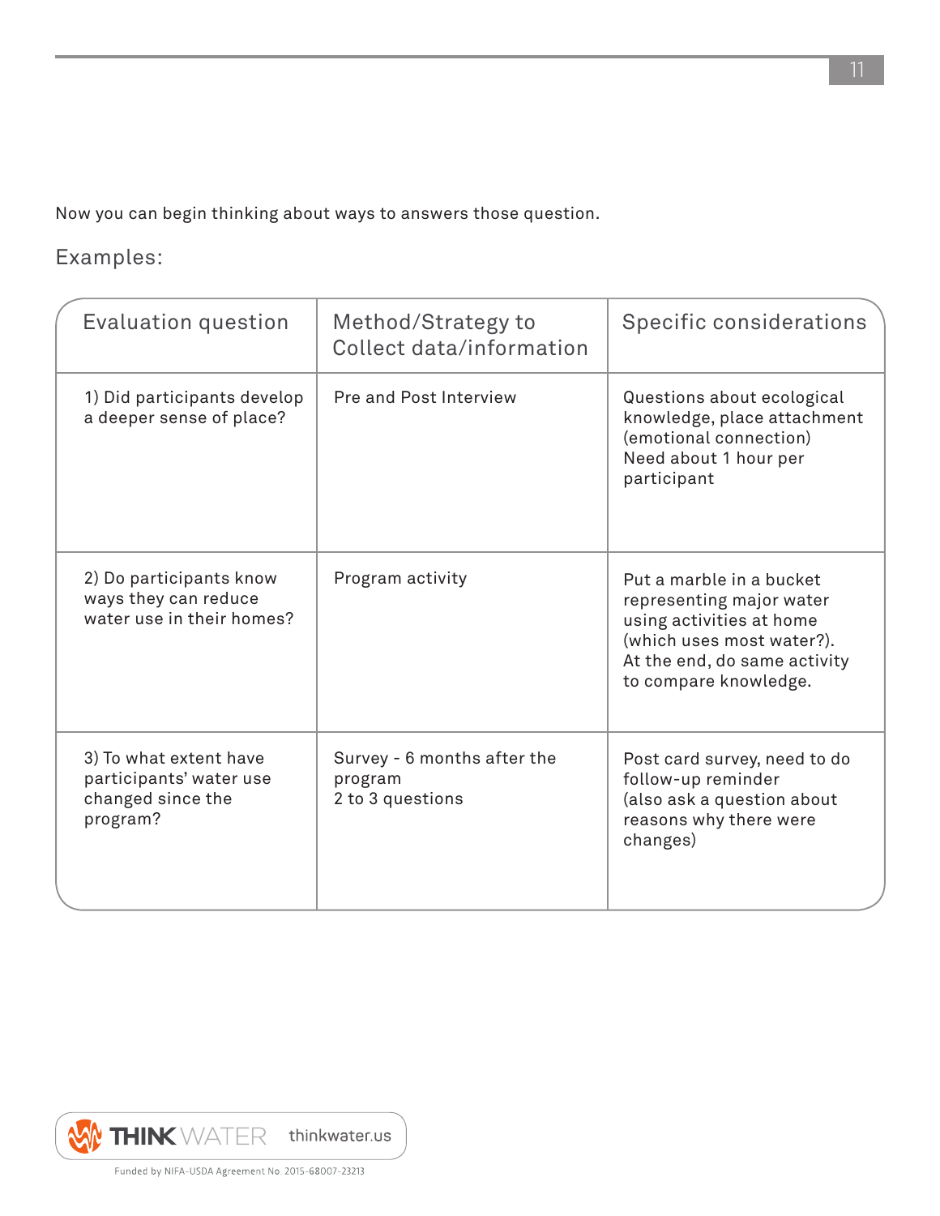Now you can begin thinking about ways to answers those question.

Examples:

| Evaluation question | Method/Strategy to Collect data/information | Specific considerations |
|---|---|---|
| 1) Did participants develop a deeper sense of place? | Pre and Post Interview | Questions about ecological knowledge, place attachment (emotional connection)<br>Need about 1 hour per participant |
| 2) Do participants know ways they can reduce water use in their homes? | Program activity | Put a marble in a bucket representing major water using activities at home (which uses most water?). At the end, do same activity to compare knowledge. |
| 3) To what extent have participants' water use changed since the program? | Survey - 6 months after the program<br>2 to 3 questions | Post card survey, need to do follow-up reminder<br>(also ask a question about reasons why there were changes) |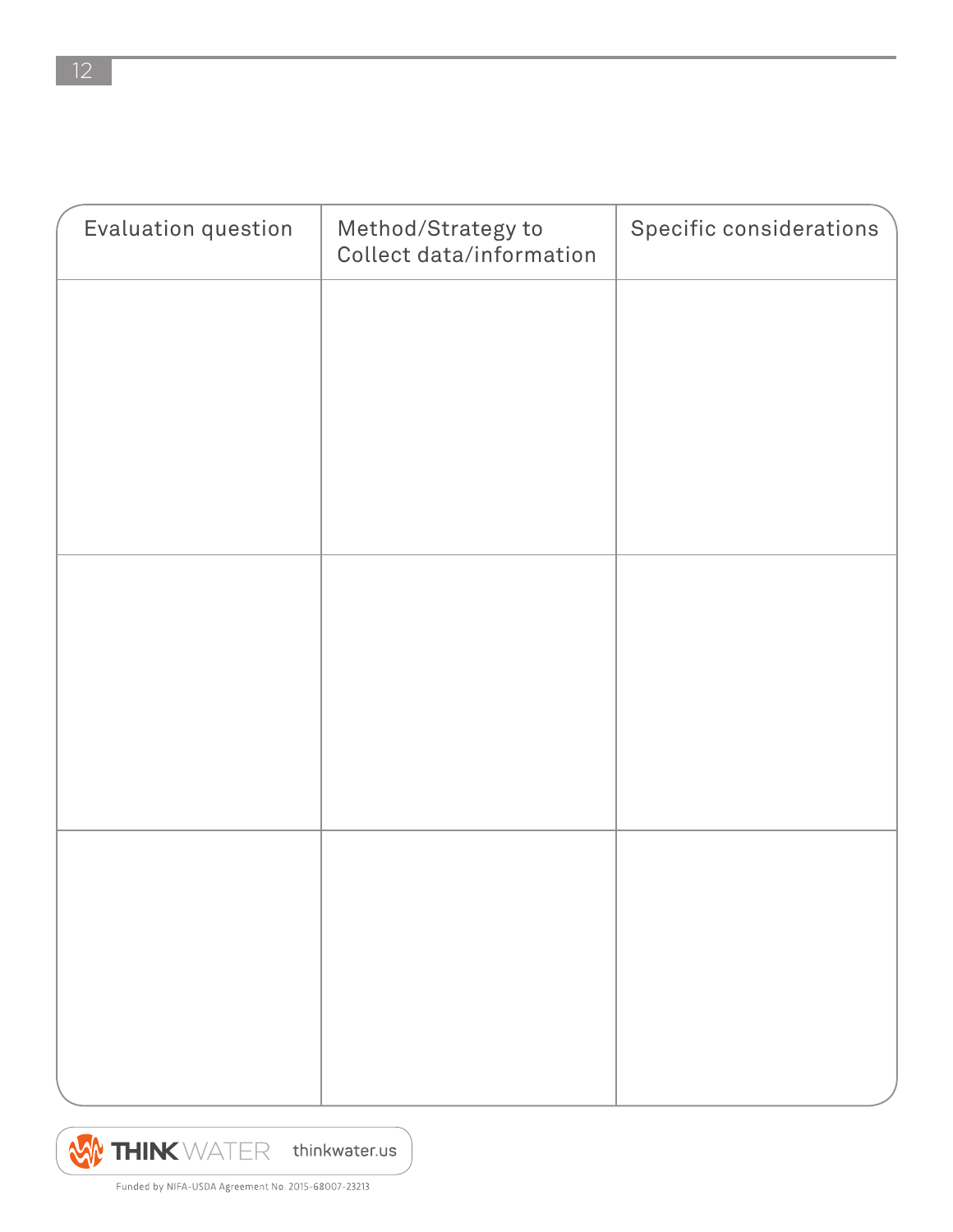| Evaluation question | Method/Strategy to Collect data/information | Specific considerations |
|---|---|---|
| | | |
| | | |
| | | |

THINK WATER thinkwater.us

Funded by NIFA-USDA Agreement No. 2015-68007-23213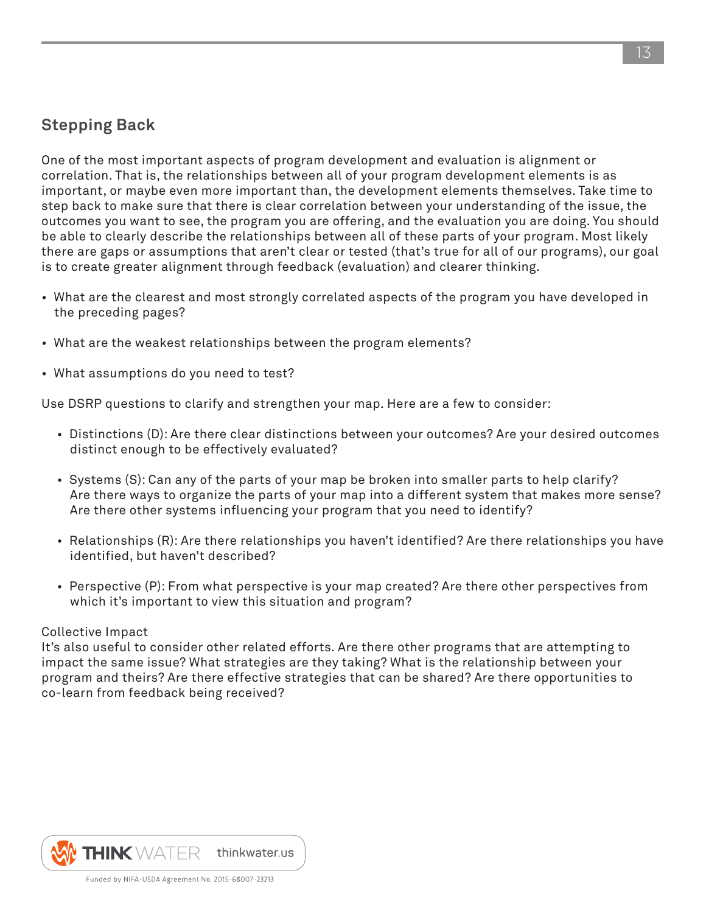## Stepping Back

One of the most important aspects of program development and evaluation is alignment or correlation. That is, the relationships between all of your program development elements is as important, or maybe even more important than, the development elements themselves. Take time to step back to make sure that there is clear correlation between your understanding of the issue, the outcomes you want to see, the program you are offering, and the evaluation you are doing. You should be able to clearly describe the relationships between all of these parts of your program. Most likely there are gaps or assumptions that aren't clear or tested (that's true for all of our programs), our goal is to create greater alignment through feedback (evaluation) and clearer thinking.

- What are the clearest and most strongly correlated aspects of the program you have developed in the preceding pages?
- What are the weakest relationships between the program elements?
- What assumptions do you need to test?

Use DSRP questions to clarify and strengthen your map. Here are a few to consider:

- Distinctions (D): Are there clear distinctions between your outcomes? Are your desired outcomes distinct enough to be effectively evaluated?
- Systems (S): Can any of the parts of your map be broken into smaller parts to help clarify? Are there ways to organize the parts of your map into a different system that makes more sense? Are there other systems influencing your program that you need to identify?
- Relationships (R): Are there relationships you haven't identified? Are there relationships you have identified, but haven't described?
- Perspective (P): From what perspective is your map created? Are there other perspectives from which it's important to view this situation and program?

Collective Impact

It's also useful to consider other related efforts. Are there other programs that are attempting to impact the same issue? What strategies are they taking? What is the relationship between your program and theirs? Are there effective strategies that can be shared? Are there opportunities to co-learn from feedback being received?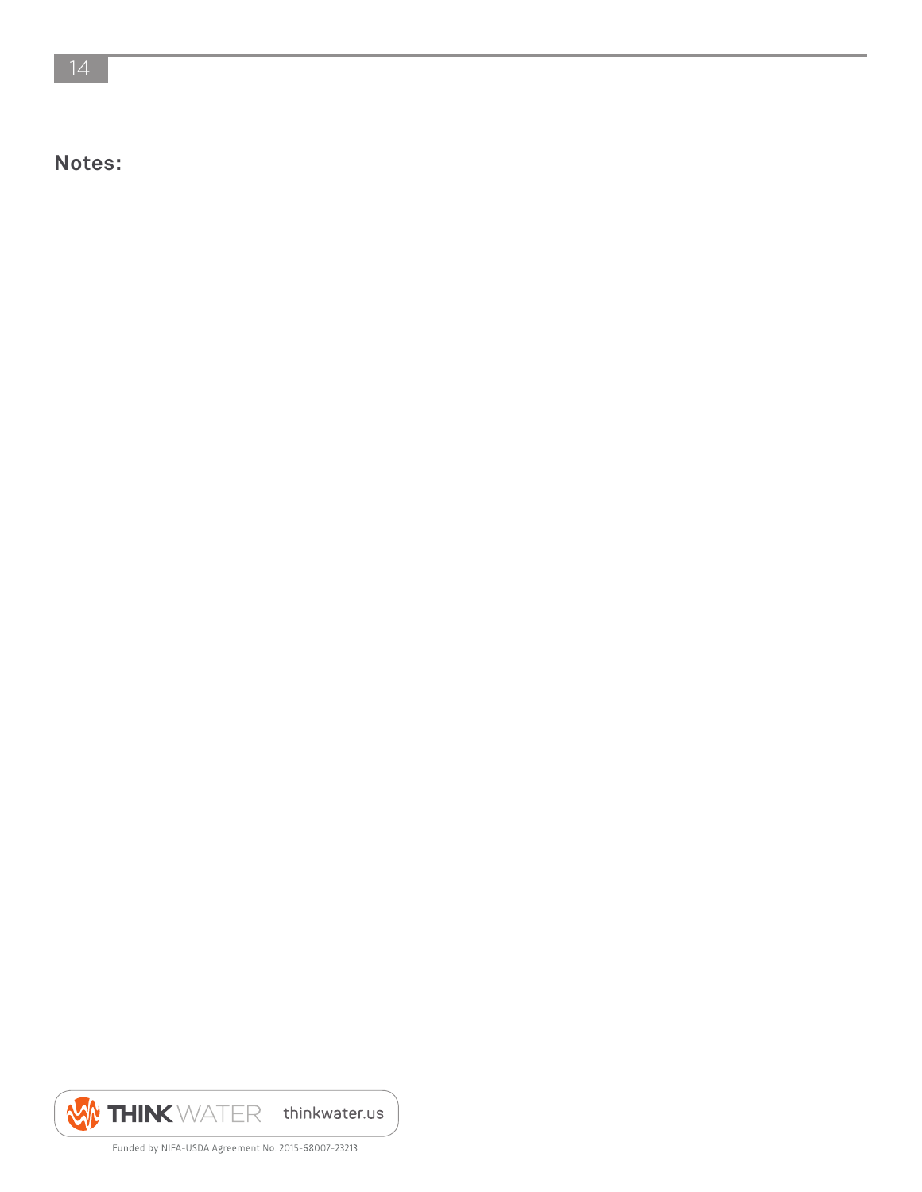**Notes:**

THINK WATER thinkwater.us

Funded by NIFA-USDA Agreement No. 2015-68007-23213